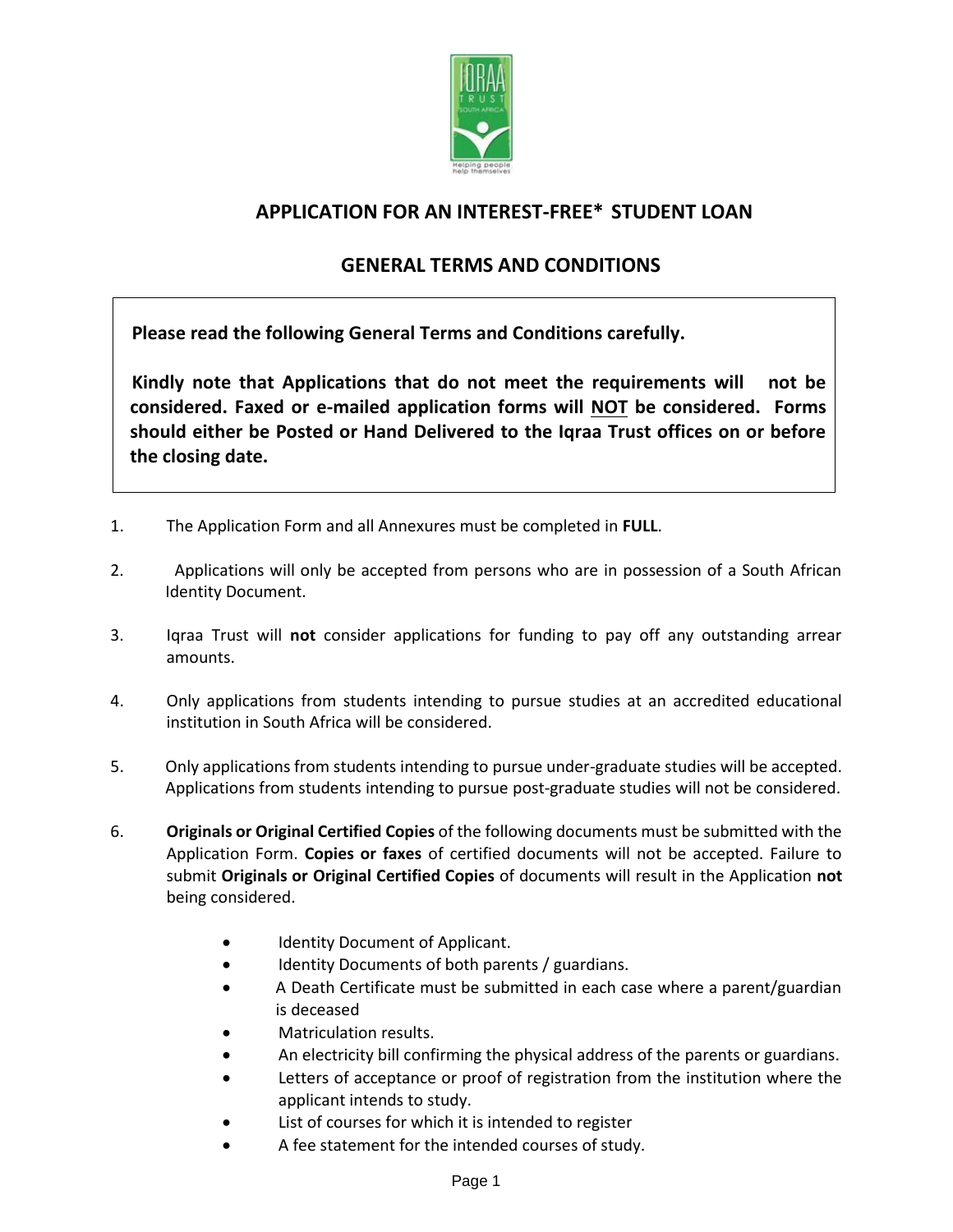# APPLICATION FOR AN INTEREST-FREE* STUDENT LOAN

## GENERAL TERMS AND CONDITIONS

> **Please read the following General Terms and Conditions carefully.**
>
> **Kindly note that Applications that do not meet the requirements will not be considered. Faxed or e-mailed application forms will NOT be considered. Forms should either be Posted or Hand Delivered to the Iqraa Trust offices on or before the closing date.**

1. The Application Form and all Annexures must be completed in **FULL**.

2. Applications will only be accepted from persons who are in possession of a South African Identity Document.

3. Iqraa Trust will **not** consider applications for funding to pay off any outstanding arrear amounts.

4. Only applications from students intending to pursue studies at an accredited educational institution in South Africa will be considered.

5. Only applications from students intending to pursue under-graduate studies will be accepted. Applications from students intending to pursue post-graduate studies will not be considered.

6. **Originals or Original Certified Copies** of the following documents must be submitted with the Application Form. **Copies or faxes** of certified documents will not be accepted. Failure to submit **Originals or Original Certified Copies** of documents will result in the Application **not** being considered.

   - Identity Document of Applicant.
   - Identity Documents of both parents / guardians.
   - A Death Certificate must be submitted in each case where a parent/guardian is deceased
   - Matriculation results.
   - An electricity bill confirming the physical address of the parents or guardians.
   - Letters of acceptance or proof of registration from the institution where the applicant intends to study.
   - List of courses for which it is intended to register
   - A fee statement for the intended courses of study.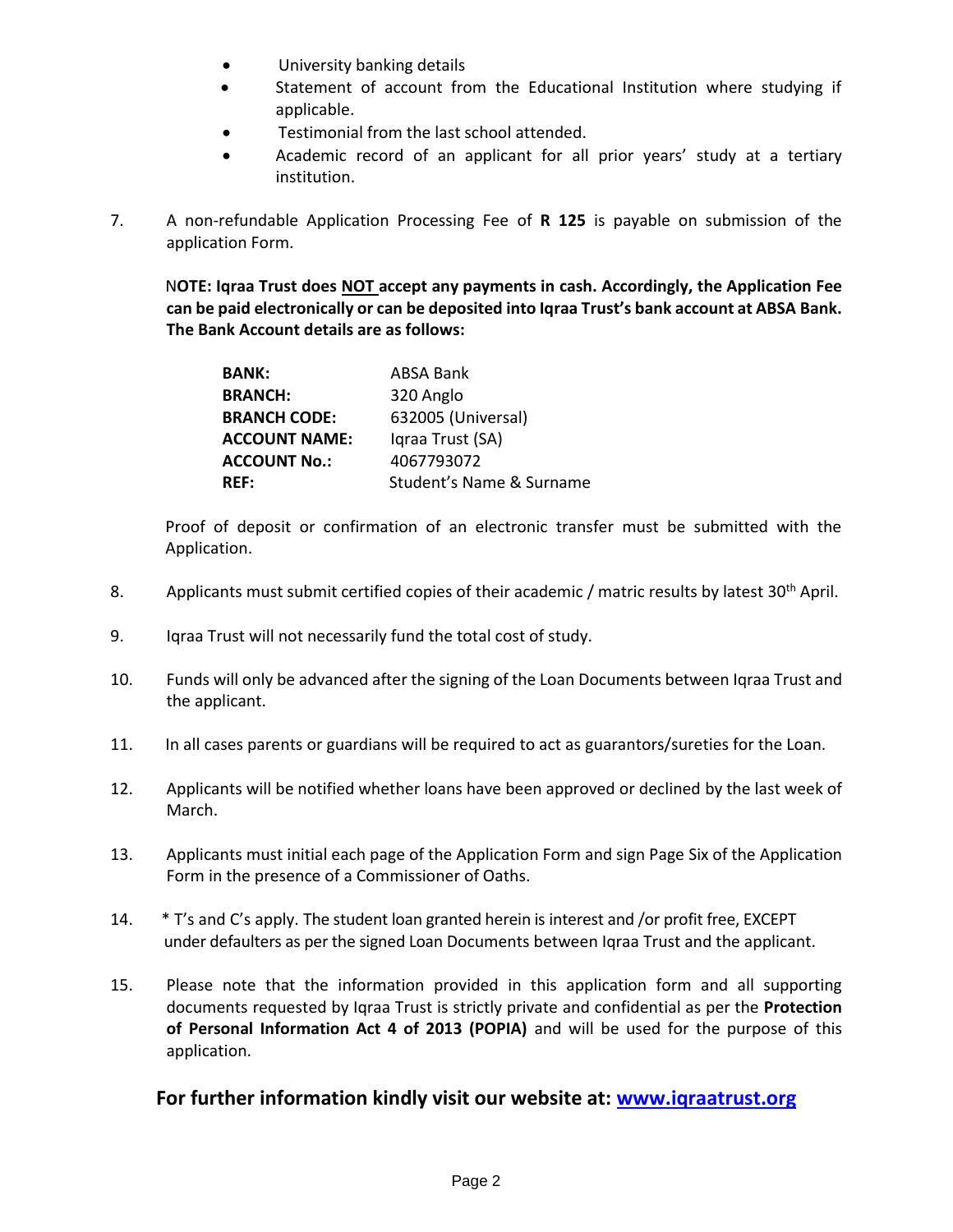- University banking details
- Statement of account from the Educational Institution where studying if applicable.
- Testimonial from the last school attended.
- Academic record of an applicant for all prior years' study at a tertiary institution.

7. A non-refundable Application Processing Fee of **R 125** is payable on submission of the application Form.

   **NOTE: Iqraa Trust does NOT accept any payments in cash. Accordingly, the Application Fee can be paid electronically or can be deposited into Iqraa Trust's bank account at ABSA Bank. The Bank Account details are as follows:**

   | | |
   |---|---|
   | **BANK:** | ABSA Bank |
   | **BRANCH:** | 320 Anglo |
   | **BRANCH CODE:** | 632005 (Universal) |
   | **ACCOUNT NAME:** | Iqraa Trust (SA) |
   | **ACCOUNT No.:** | 4067793072 |
   | **REF:** | Student's Name & Surname |

   Proof of deposit or confirmation of an electronic transfer must be submitted with the Application.

8. Applicants must submit certified copies of their academic / matric results by latest 30th April.

9. Iqraa Trust will not necessarily fund the total cost of study.

10. Funds will only be advanced after the signing of the Loan Documents between Iqraa Trust and the applicant.

11. In all cases parents or guardians will be required to act as guarantors/sureties for the Loan.

12. Applicants will be notified whether loans have been approved or declined by the last week of March.

13. Applicants must initial each page of the Application Form and sign Page Six of the Application Form in the presence of a Commissioner of Oaths.

14. * T's and C's apply. The student loan granted herein is interest and /or profit free, EXCEPT under defaulters as per the signed Loan Documents between Iqraa Trust and the applicant.

15. Please note that the information provided in this application form and all supporting documents requested by Iqraa Trust is strictly private and confidential as per the **Protection of Personal Information Act 4 of 2013 (POPIA)** and will be used for the purpose of this application.

**For further information kindly visit our website at: [www.iqraatrust.org](http://www.iqraatrust.org)**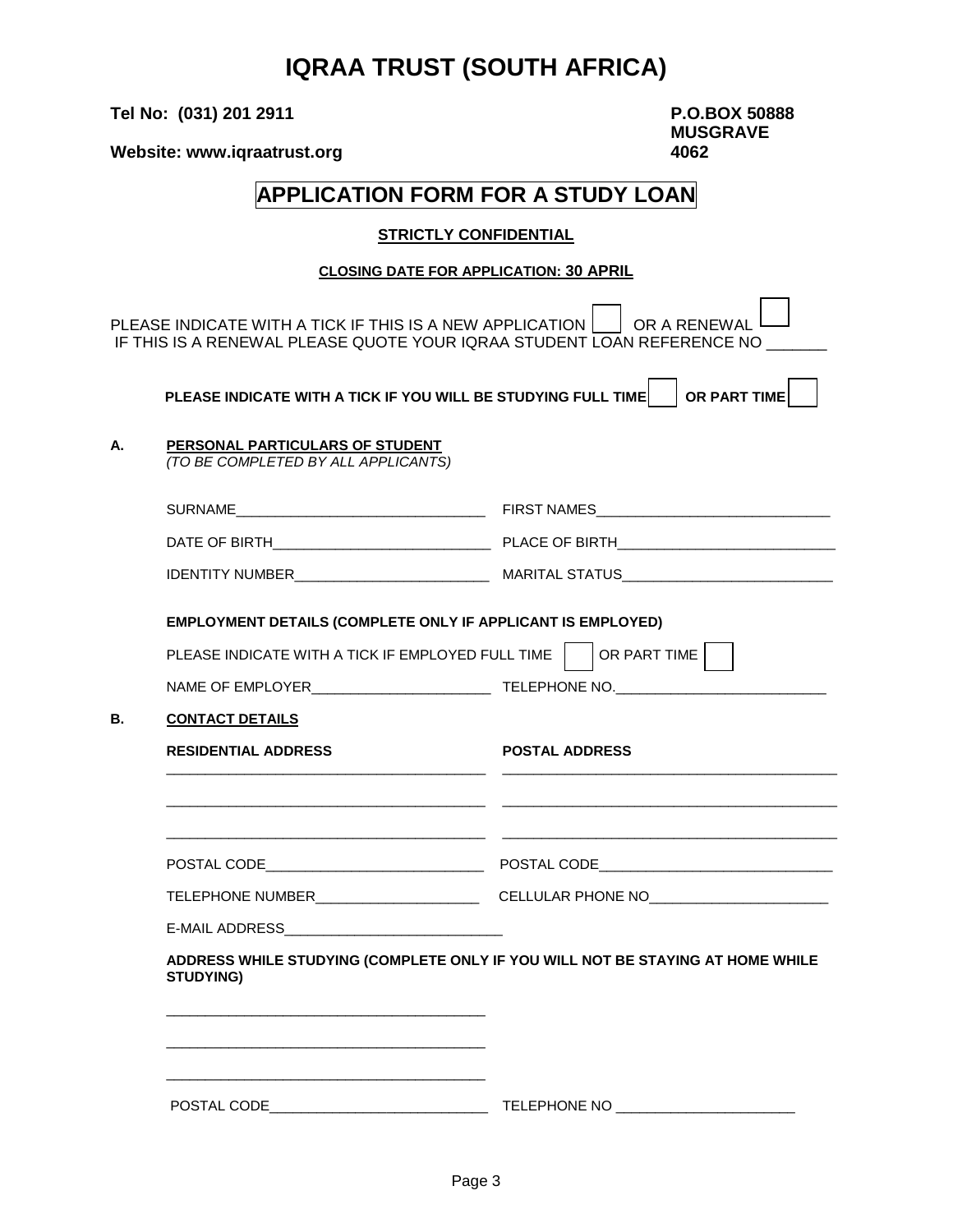# IQRAA TRUST (SOUTH AFRICA)

**Tel No: (031) 201 2911**

**Website: www.iqraatrust.org**

**P.O.BOX 50888**
**MUSGRAVE**
**4062**

## APPLICATION FORM FOR A STUDY LOAN

**STRICTLY CONFIDENTIAL**

**CLOSING DATE FOR APPLICATION: 30 APRIL**

PLEASE INDICATE WITH A TICK IF THIS IS A NEW APPLICATION ☐ OR A RENEWAL ☐
IF THIS IS A RENEWAL PLEASE QUOTE YOUR IQRAA STUDENT LOAN REFERENCE NO _______

**PLEASE INDICATE WITH A TICK IF YOU WILL BE STUDYING FULL TIME ☐ OR PART TIME ☐**

**A. PERSONAL PARTICULARS OF STUDENT**
*(TO BE COMPLETED BY ALL APPLICANTS)*

SURNAME________________________________ FIRST NAMES______________________________

DATE OF BIRTH____________________________ PLACE OF BIRTH____________________________

IDENTITY NUMBER_________________________ MARITAL STATUS___________________________

**EMPLOYMENT DETAILS (COMPLETE ONLY IF APPLICANT IS EMPLOYED)**

PLEASE INDICATE WITH A TICK IF EMPLOYED FULL TIME ☐ OR PART TIME ☐

NAME OF EMPLOYER_______________________ TELEPHONE NO.___________________________

**B. CONTACT DETAILS**

**RESIDENTIAL ADDRESS**

__________________________________________

__________________________________________

__________________________________________

POSTAL CODE____________________________

**POSTAL ADDRESS**

__________________________________________

__________________________________________

__________________________________________

POSTAL CODE______________________________

TELEPHONE NUMBER_____________________ CELLULAR PHONE NO_______________________

E-MAIL ADDRESS____________________________

**ADDRESS WHILE STUDYING (COMPLETE ONLY IF YOU WILL NOT BE STAYING AT HOME WHILE STUDYING)**

__________________________________________

__________________________________________

__________________________________________

POSTAL CODE____________________________ TELEPHONE NO _______________________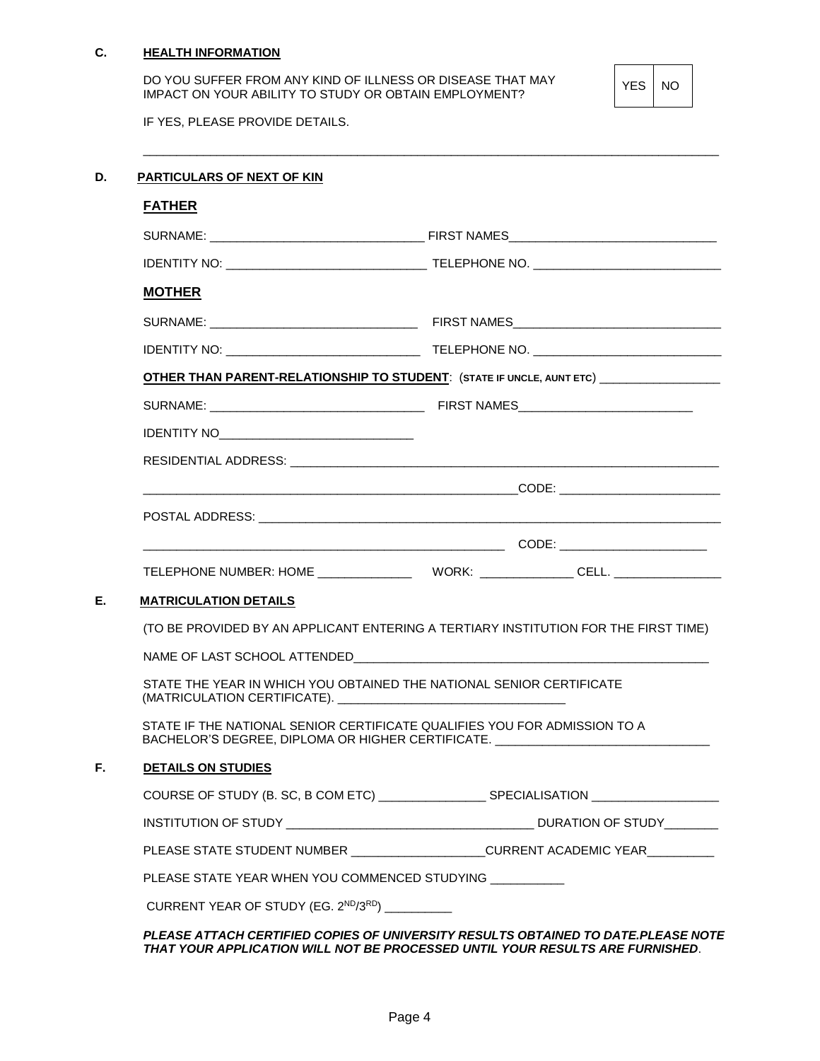## C. HEALTH INFORMATION

DO YOU SUFFER FROM ANY KIND OF ILLNESS OR DISEASE THAT MAY IMPACT ON YOUR ABILITY TO STUDY OR OBTAIN EMPLOYMENT?

| YES | NO |
|---|---|

IF YES, PLEASE PROVIDE DETAILS.

___________________________________________________________________________________

## D. PARTICULARS OF NEXT OF KIN

### FATHER

SURNAME: _______________________________ FIRST NAMES______________________________

IDENTITY NO: _____________________________ TELEPHONE NO. ___________________________

### MOTHER

SURNAME: ______________________________ FIRST NAMES______________________________

IDENTITY NO: ____________________________ TELEPHONE NO. ___________________________

**OTHER THAN PARENT-RELATIONSHIP TO STUDENT**: (**STATE IF UNCLE, AUNT ETC**) __________________

SURNAME: _______________________________ FIRST NAMES_________________________

IDENTITY NO_____________________________

RESIDENTIAL ADDRESS: _________________________________________________________________

________________________________________________________CODE: _______________________

POSTAL ADDRESS: _____________________________________________________________________

______________________________________________________ CODE: _____________________

TELEPHONE NUMBER: HOME ______________ WORK: ______________ CELL. ________________

## E. MATRICULATION DETAILS

(TO BE PROVIDED BY AN APPLICANT ENTERING A TERTIARY INSTITUTION FOR THE FIRST TIME)

NAME OF LAST SCHOOL ATTENDED______________________________________________________

STATE THE YEAR IN WHICH YOU OBTAINED THE NATIONAL SENIOR CERTIFICATE (MATRICULATION CERTIFICATE). ________________________________

STATE IF THE NATIONAL SENIOR CERTIFICATE QUALIFIES YOU FOR ADMISSION TO A BACHELOR'S DEGREE, DIPLOMA OR HIGHER CERTIFICATE. _______________________________

## F. DETAILS ON STUDIES

COURSE OF STUDY (B. SC, B COM ETC) ________________ SPECIALISATION ___________________

INSTITUTION OF STUDY ___________________________________ DURATION OF STUDY________

PLEASE STATE STUDENT NUMBER ___________________CURRENT ACADEMIC YEAR__________

PLEASE STATE YEAR WHEN YOU COMMENCED STUDYING ___________

CURRENT YEAR OF STUDY (EG. 2ND/3RD) __________

***PLEASE ATTACH CERTIFIED COPIES OF UNIVERSITY RESULTS OBTAINED TO DATE.PLEASE NOTE THAT YOUR APPLICATION WILL NOT BE PROCESSED UNTIL YOUR RESULTS ARE FURNISHED***.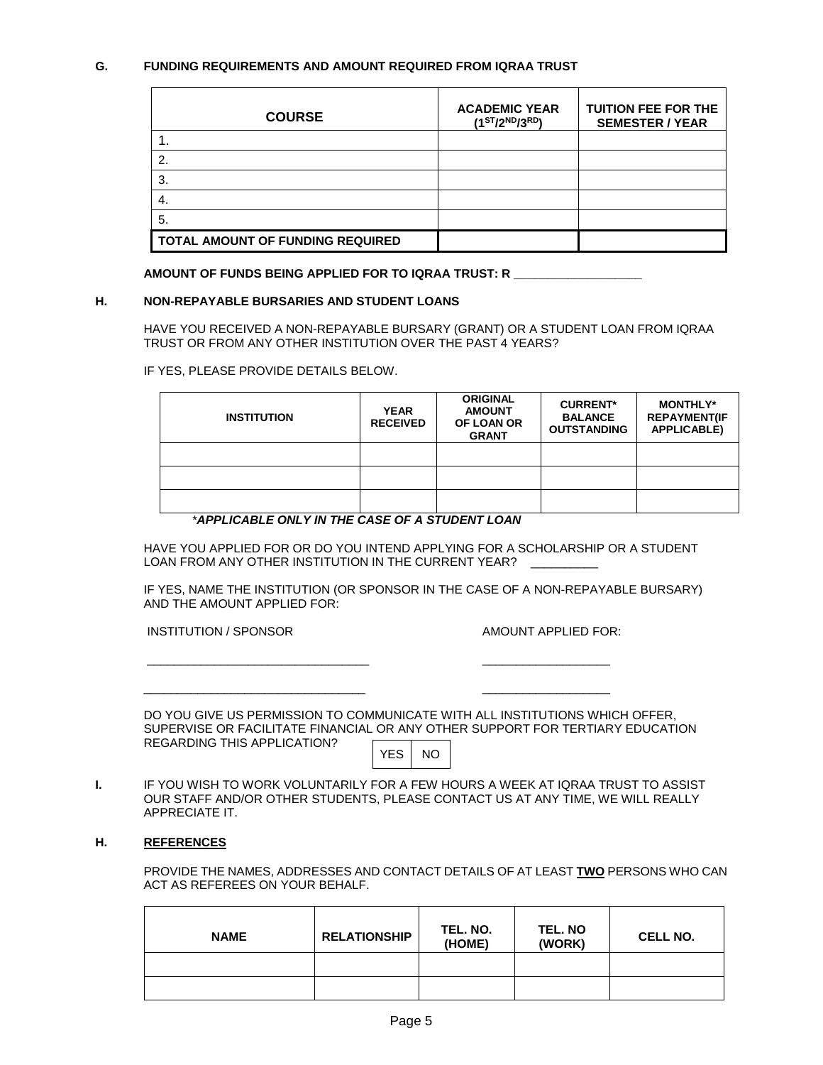## G. FUNDING REQUIREMENTS AND AMOUNT REQUIRED FROM IQRAA TRUST

| COURSE | ACADEMIC YEAR ($1^{ST}/2^{ND}/3^{RD}$) | TUITION FEE FOR THE SEMESTER / YEAR |
|---|---|---|
| 1. | | |
| 2. | | |
| 3. | | |
| 4. | | |
| 5. | | |
| **TOTAL AMOUNT OF FUNDING REQUIRED** | | |

**AMOUNT OF FUNDS BEING APPLIED FOR TO IQRAA TRUST: R ___________________**

## H. NON-REPAYABLE BURSARIES AND STUDENT LOANS

HAVE YOU RECEIVED A NON-REPAYABLE BURSARY (GRANT) OR A STUDENT LOAN FROM IQRAA TRUST OR FROM ANY OTHER INSTITUTION OVER THE PAST 4 YEARS?

IF YES, PLEASE PROVIDE DETAILS BELOW.

| INSTITUTION | YEAR RECEIVED | ORIGINAL AMOUNT OF LOAN OR GRANT | CURRENT* BALANCE OUTSTANDING | MONTHLY* REPAYMENT(IF APPLICABLE) |
|---|---|---|---|---|
| | | | | |
| | | | | |
| | | | | |

*\*APPLICABLE ONLY IN THE CASE OF A STUDENT LOAN*

HAVE YOU APPLIED FOR OR DO YOU INTEND APPLYING FOR A SCHOLARSHIP OR A STUDENT LOAN FROM ANY OTHER INSTITUTION IN THE CURRENT YEAR? __________

IF YES, NAME THE INSTITUTION (OR SPONSOR IN THE CASE OF A NON-REPAYABLE BURSARY) AND THE AMOUNT APPLIED FOR:

| INSTITUTION / SPONSOR | AMOUNT APPLIED FOR: |
|---|---|
| _________________________________ | ___________________ |
| _________________________________ | ___________________ |

DO YOU GIVE US PERMISSION TO COMMUNICATE WITH ALL INSTITUTIONS WHICH OFFER, SUPERVISE OR FACILITATE FINANCIAL OR ANY OTHER SUPPORT FOR TERTIARY EDUCATION REGARDING THIS APPLICATION?

| YES | NO |
|---|---|

## I. IF YOU WISH TO WORK VOLUNTARILY FOR A FEW HOURS A WEEK AT IQRAA TRUST TO ASSIST OUR STAFF AND/OR OTHER STUDENTS, PLEASE CONTACT US AT ANY TIME, WE WILL REALLY APPRECIATE IT.

## H. REFERENCES

PROVIDE THE NAMES, ADDRESSES AND CONTACT DETAILS OF AT LEAST **TWO** PERSONS WHO CAN ACT AS REFEREES ON YOUR BEHALF.

| NAME | RELATIONSHIP | TEL. NO. (HOME) | TEL. NO (WORK) | CELL NO. |
|---|---|---|---|---|
| | | | | |
| | | | | |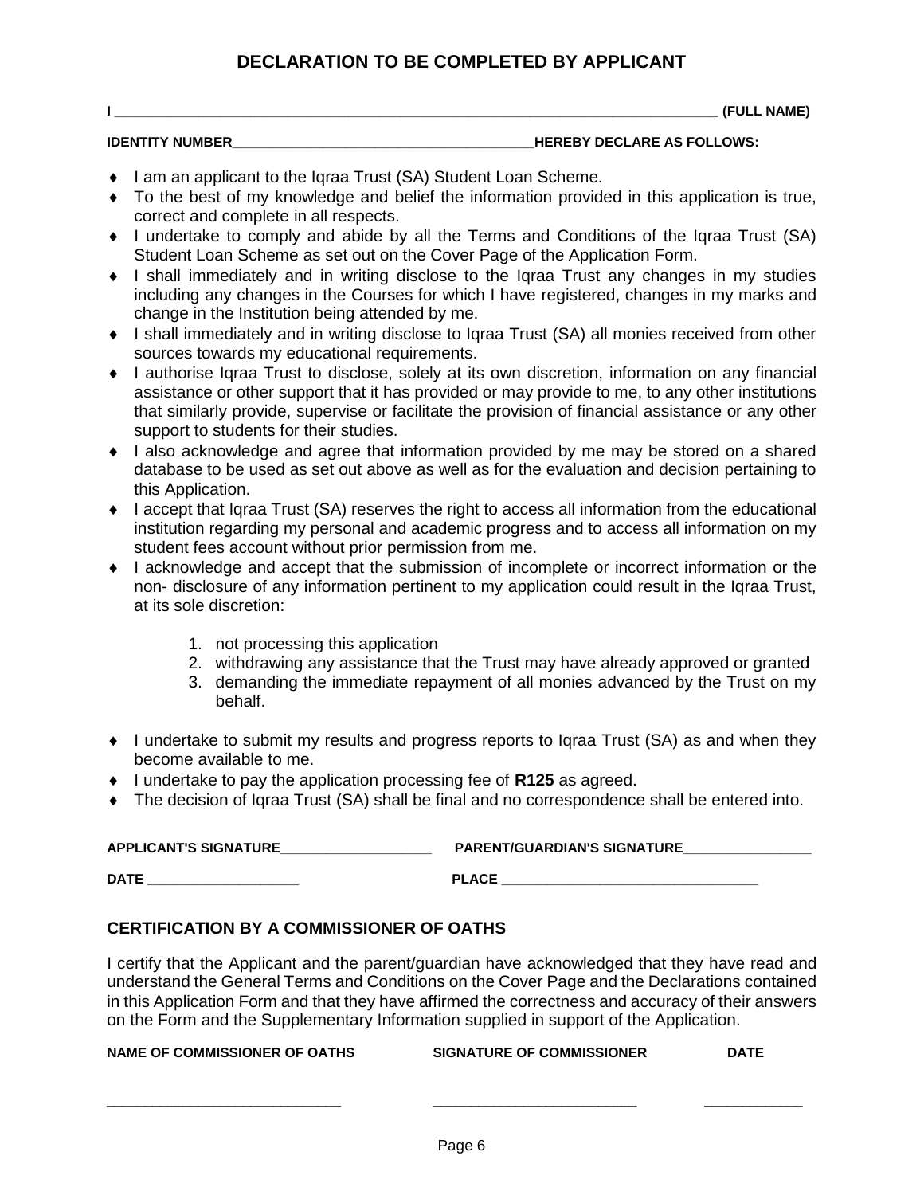# DECLARATION TO BE COMPLETED BY APPLICANT

**I \_\_\_\_\_\_\_\_\_\_\_\_\_\_\_\_\_\_\_\_\_\_\_\_\_\_\_\_\_\_\_\_\_\_\_\_\_\_\_\_\_\_\_\_\_\_\_\_\_\_\_\_\_\_\_\_\_\_\_\_\_\_\_\_\_\_\_\_\_\_\_\_\_\_ (FULL NAME)**

**IDENTITY NUMBER\_\_\_\_\_\_\_\_\_\_\_\_\_\_\_\_\_\_\_\_\_\_\_\_\_\_\_\_\_\_\_\_\_\_\_\_\_\_\_\_HEREBY DECLARE AS FOLLOWS:**

- I am an applicant to the Iqraa Trust (SA) Student Loan Scheme.
- To the best of my knowledge and belief the information provided in this application is true, correct and complete in all respects.
- I undertake to comply and abide by all the Terms and Conditions of the Iqraa Trust (SA) Student Loan Scheme as set out on the Cover Page of the Application Form.
- I shall immediately and in writing disclose to the Iqraa Trust any changes in my studies including any changes in the Courses for which I have registered, changes in my marks and change in the Institution being attended by me.
- I shall immediately and in writing disclose to Iqraa Trust (SA) all monies received from other sources towards my educational requirements.
- I authorise Iqraa Trust to disclose, solely at its own discretion, information on any financial assistance or other support that it has provided or may provide to me, to any other institutions that similarly provide, supervise or facilitate the provision of financial assistance or any other support to students for their studies.
- I also acknowledge and agree that information provided by me may be stored on a shared database to be used as set out above as well as for the evaluation and decision pertaining to this Application.
- I accept that Iqraa Trust (SA) reserves the right to access all information from the educational institution regarding my personal and academic progress and to access all information on my student fees account without prior permission from me.
- I acknowledge and accept that the submission of incomplete or incorrect information or the non- disclosure of any information pertinent to my application could result in the Iqraa Trust, at its sole discretion:

    1. not processing this application
    2. withdrawing any assistance that the Trust may have already approved or granted
    3. demanding the immediate repayment of all monies advanced by the Trust on my behalf.

- I undertake to submit my results and progress reports to Iqraa Trust (SA) as and when they become available to me.
- I undertake to pay the application processing fee of **R125** as agreed.
- The decision of Iqraa Trust (SA) shall be final and no correspondence shall be entered into.

**APPLICANT'S SIGNATURE\_\_\_\_\_\_\_\_\_\_\_\_\_\_\_\_\_\_\_\_** **PARENT/GUARDIAN'S SIGNATURE\_\_\_\_\_\_\_\_\_\_\_\_\_\_\_\_\_**

**DATE \_\_\_\_\_\_\_\_\_\_\_\_\_\_\_\_\_\_\_\_** **PLACE \_\_\_\_\_\_\_\_\_\_\_\_\_\_\_\_\_\_\_\_\_\_\_\_\_\_\_\_\_\_\_\_\_\_**

## CERTIFICATION BY A COMMISSIONER OF OATHS

I certify that the Applicant and the parent/guardian have acknowledged that they have read and understand the General Terms and Conditions on the Cover Page and the Declarations contained in this Application Form and that they have affirmed the correctness and accuracy of their answers on the Form and the Supplementary Information supplied in support of the Application.

| NAME OF COMMISSIONER OF OATHS | SIGNATURE OF COMMISSIONER | DATE |
|---|---|---|
| \_\_\_\_\_\_\_\_\_\_\_\_\_\_\_\_\_\_\_\_\_\_\_\_\_\_\_\_ | \_\_\_\_\_\_\_\_\_\_\_\_\_\_\_\_\_\_\_\_\_\_\_\_\_ | \_\_\_\_\_\_\_\_\_\_\_\_ |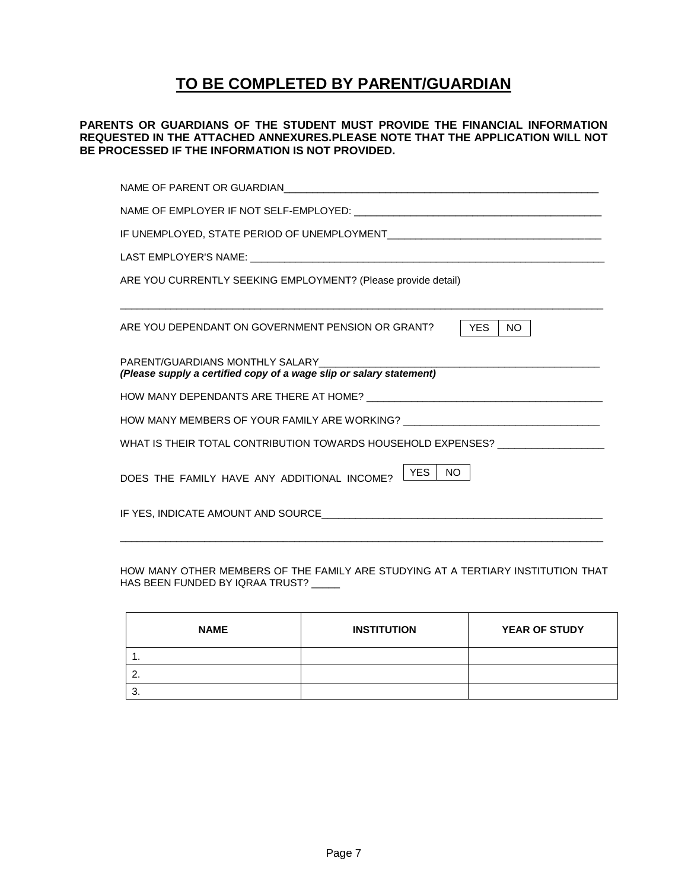# TO BE COMPLETED BY PARENT/GUARDIAN

**PARENTS OR GUARDIANS OF THE STUDENT MUST PROVIDE THE FINANCIAL INFORMATION REQUESTED IN THE ATTACHED ANNEXURES.PLEASE NOTE THAT THE APPLICATION WILL NOT BE PROCESSED IF THE INFORMATION IS NOT PROVIDED.**

NAME OF PARENT OR GUARDIAN_______________________________________________________

NAME OF EMPLOYER IF NOT SELF-EMPLOYED: ___________________________________________

IF UNEMPLOYED, STATE PERIOD OF UNEMPLOYMENT____________________________________

LAST EMPLOYER'S NAME: _______________________________________________________________

ARE YOU CURRENTLY SEEKING EMPLOYMENT? (Please provide detail)

_____________________________________________________________________________________

ARE YOU DEPENDANT ON GOVERNMENT PENSION OR GRANT? | YES | NO |

PARENT/GUARDIANS MONTHLY SALARY_________________________________________________
*(Please supply a certified copy of a wage slip or salary statement)*

HOW MANY DEPENDANTS ARE THERE AT HOME? ________________________________________

HOW MANY MEMBERS OF YOUR FAMILY ARE WORKING? _________________________________

WHAT IS THEIR TOTAL CONTRIBUTION TOWARDS HOUSEHOLD EXPENSES? __________________

DOES THE FAMILY HAVE ANY ADDITIONAL INCOME? | YES | NO |

IF YES, INDICATE AMOUNT AND SOURCE__________________________________________________

_____________________________________________________________________________________

HOW MANY OTHER MEMBERS OF THE FAMILY ARE STUDYING AT A TERTIARY INSTITUTION THAT HAS BEEN FUNDED BY IQRAA TRUST? _____

| NAME | INSTITUTION | YEAR OF STUDY |
|---|---|---|
| 1. | | |
| 2. | | |
| 3. | | |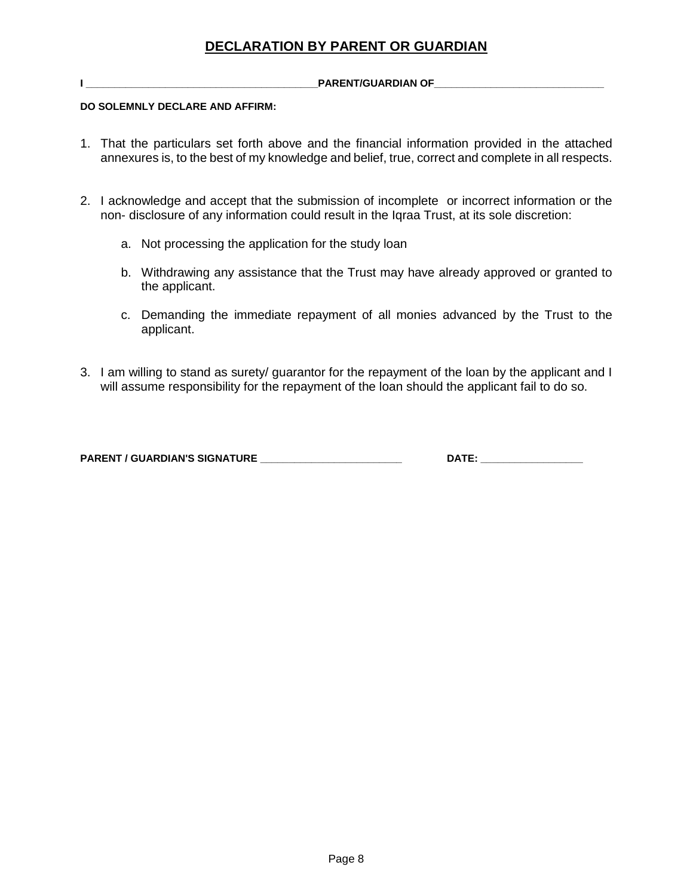# DECLARATION BY PARENT OR GUARDIAN

**I \_\_\_\_\_\_\_\_\_\_\_\_\_\_\_\_\_\_\_\_\_\_\_\_\_\_\_\_\_\_\_\_\_\_\_\_\_\_\_\_PARENT/GUARDIAN OF\_\_\_\_\_\_\_\_\_\_\_\_\_\_\_\_\_\_\_\_\_\_\_\_\_\_\_\_\_\_**

**DO SOLEMNLY DECLARE AND AFFIRM:**

1. That the particulars set forth above and the financial information provided in the attached annexures is, to the best of my knowledge and belief, true, correct and complete in all respects.

2. I acknowledge and accept that the submission of incomplete or incorrect information or the non- disclosure of any information could result in the Iqraa Trust, at its sole discretion:

   a. Not processing the application for the study loan

   b. Withdrawing any assistance that the Trust may have already approved or granted to the applicant.

   c. Demanding the immediate repayment of all monies advanced by the Trust to the applicant.

3. I am willing to stand as surety/ guarantor for the repayment of the loan by the applicant and I will assume responsibility for the repayment of the loan should the applicant fail to do so.

**PARENT / GUARDIAN'S SIGNATURE \_\_\_\_\_\_\_\_\_\_\_\_\_\_\_\_\_\_\_\_\_\_\_\_\_\_** **DATE: \_\_\_\_\_\_\_\_\_\_\_\_\_\_\_\_\_\_**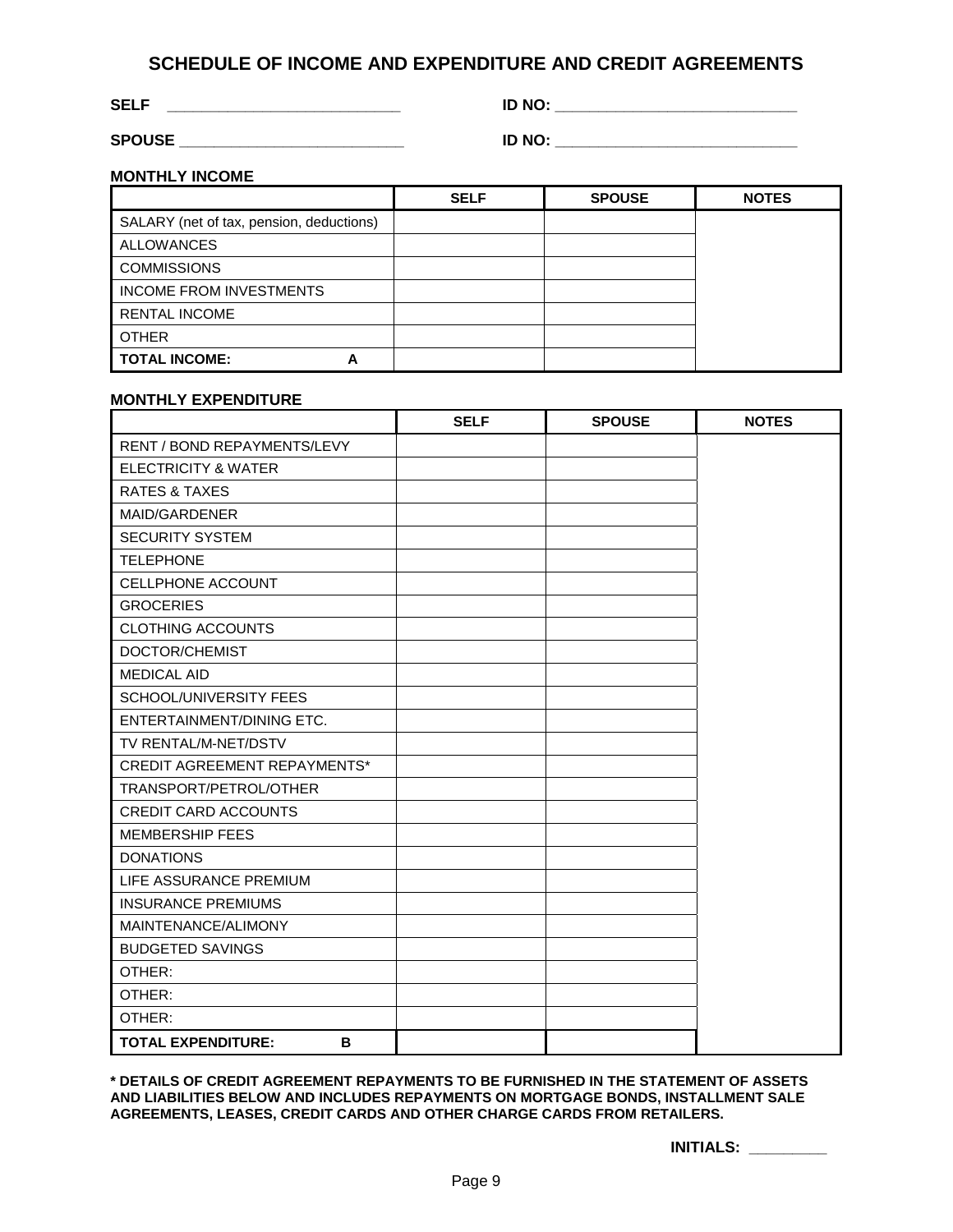# SCHEDULE OF INCOME AND EXPENDITURE AND CREDIT AGREEMENTS

**SELF** ____________________________ **ID NO:** ____________________________

**SPOUSE** ____________________________ **ID NO:** ____________________________

**MONTHLY INCOME**

| | SELF | SPOUSE | NOTES |
|---|---|---|---|
| SALARY (net of tax, pension, deductions) | | | |
| ALLOWANCES | | | |
| COMMISSIONS | | | |
| INCOME FROM INVESTMENTS | | | |
| RENTAL INCOME | | | |
| OTHER | | | |
| **TOTAL INCOME: A** | | | |

**MONTHLY EXPENDITURE**

| | SELF | SPOUSE | NOTES |
|---|---|---|---|
| RENT / BOND REPAYMENTS/LEVY | | | |
| ELECTRICITY & WATER | | | |
| RATES & TAXES | | | |
| MAID/GARDENER | | | |
| SECURITY SYSTEM | | | |
| TELEPHONE | | | |
| CELLPHONE ACCOUNT | | | |
| GROCERIES | | | |
| CLOTHING ACCOUNTS | | | |
| DOCTOR/CHEMIST | | | |
| MEDICAL AID | | | |
| SCHOOL/UNIVERSITY FEES | | | |
| ENTERTAINMENT/DINING ETC. | | | |
| TV RENTAL/M-NET/DSTV | | | |
| CREDIT AGREEMENT REPAYMENTS* | | | |
| TRANSPORT/PETROL/OTHER | | | |
| CREDIT CARD ACCOUNTS | | | |
| MEMBERSHIP FEES | | | |
| DONATIONS | | | |
| LIFE ASSURANCE PREMIUM | | | |
| INSURANCE PREMIUMS | | | |
| MAINTENANCE/ALIMONY | | | |
| BUDGETED SAVINGS | | | |
| OTHER: | | | |
| OTHER: | | | |
| OTHER: | | | |
| **TOTAL EXPENDITURE: B** | | | |

**\* DETAILS OF CREDIT AGREEMENT REPAYMENTS TO BE FURNISHED IN THE STATEMENT OF ASSETS AND LIABILITIES BELOW AND INCLUDES REPAYMENTS ON MORTGAGE BONDS, INSTALLMENT SALE AGREEMENTS, LEASES, CREDIT CARDS AND OTHER CHARGE CARDS FROM RETAILERS.**

**INITIALS:** _________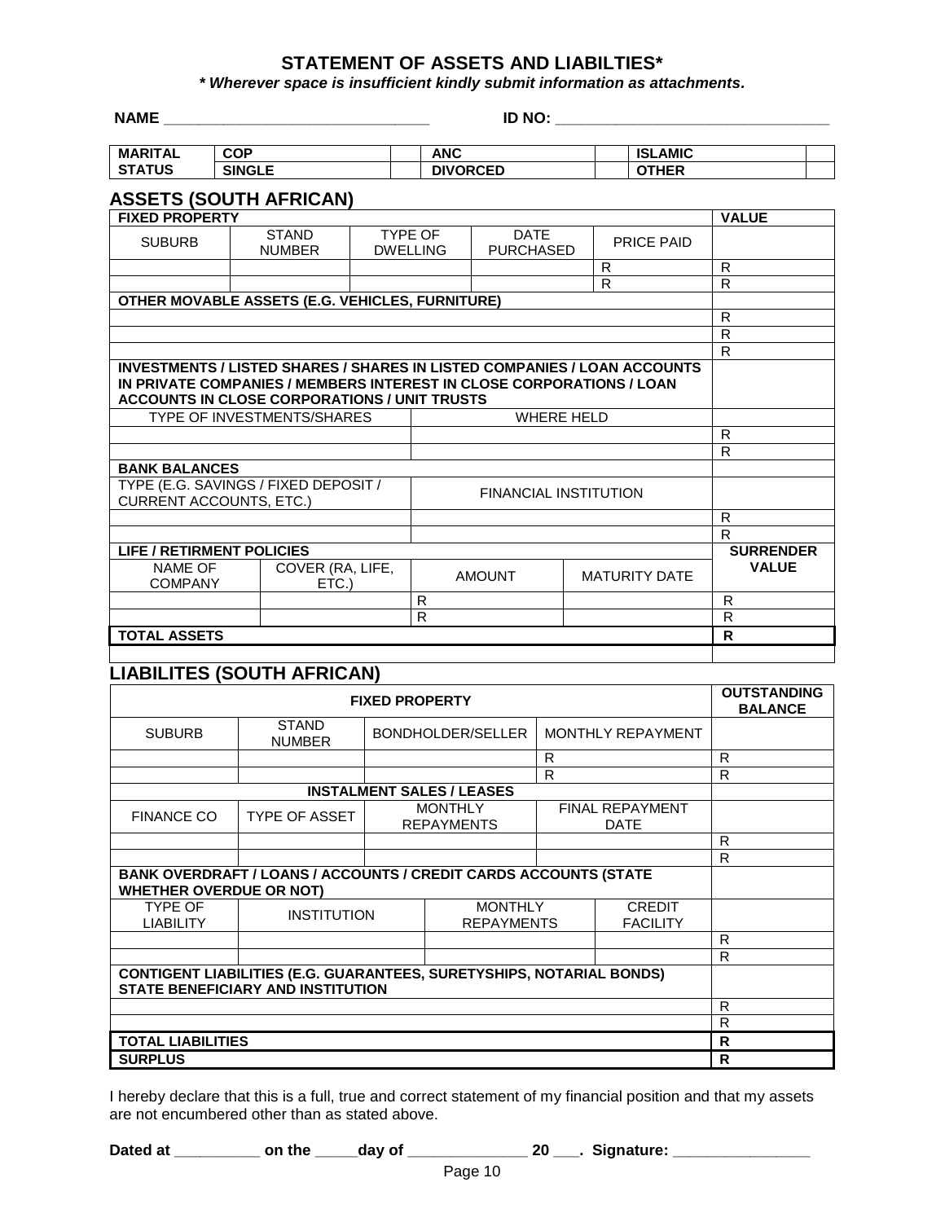## STATEMENT OF ASSETS AND LIABILTIES*

***Wherever space is insufficient kindly submit information as attachments.**

**NAME** ______________________________ **ID NO:** ______________________________

| | | | | | | |
|---|---|---|---|---|---|---|
| **MARITAL STATUS** | **COP** | | **ANC** | | **ISLAMIC** | |
| | **SINGLE** | | **DIVORCED** | | **OTHER** | |

## ASSETS (SOUTH AFRICAN)

| **FIXED PROPERTY** | | | | | **VALUE** |
|---|---|---|---|---|---|
| SUBURB | STAND NUMBER | TYPE OF DWELLING | DATE PURCHASED | PRICE PAID | |
| | | | | R | R |
| | | | | R | R |
| **OTHER MOVABLE ASSETS (E.G. VEHICLES, FURNITURE)** | | | | | |
| | | | | | R |
| | | | | | R |
| | | | | | R |
| **INVESTMENTS / LISTED SHARES / SHARES IN LISTED COMPANIES / LOAN ACCOUNTS IN PRIVATE COMPANIES / MEMBERS INTEREST IN CLOSE CORPORATIONS / LOAN ACCOUNTS IN CLOSE CORPORATIONS / UNIT TRUSTS** | | | | | |
| TYPE OF INVESTMENTS/SHARES | | WHERE HELD | | | |
| | | | | | R |
| | | | | | R |
| **BANK BALANCES** | | | | | |
| TYPE (E.G. SAVINGS / FIXED DEPOSIT / CURRENT ACCOUNTS, ETC.) | | FINANCIAL INSTITUTION | | | |
| | | | | | R |
| | | | | | R |
| **LIFE / RETIREMENT POLICIES** | | | | | **SURRENDER VALUE** |
| NAME OF COMPANY | COVER (RA, LIFE, ETC.) | AMOUNT | | MATURITY DATE | |
| | | R | | | R |
| | | R | | | R |
| **TOTAL ASSETS** | | | | | **R** |

## LIABILITES (SOUTH AFRICAN)

| **FIXED PROPERTY** | | | | | **OUTSTANDING BALANCE** |
|---|---|---|---|---|---|
| SUBURB | STAND NUMBER | BONDHOLDER/SELLER | MONTHLY REPAYMENT | | |
| | | | R | | R |
| | | | R | | R |
| **INSTALMENT SALES / LEASES** | | | | | |
| FINANCE CO | TYPE OF ASSET | MONTHLY REPAYMENTS | FINAL REPAYMENT DATE | | |
| | | | | | R |
| | | | | | R |
| **BANK OVERDRAFT / LOANS / ACCOUNTS / CREDIT CARDS ACCOUNTS (STATE WHETHER OVERDUE OR NOT)** | | | | | |
| TYPE OF LIABILITY | INSTITUTION | | MONTHLY REPAYMENTS | CREDIT FACILITY | |
| | | | | | R |
| | | | | | R |
| **CONTIGENT LIABILITIES (E.G. GUARANTEES, SURETYSHIPS, NOTARIAL BONDS) STATE BENEFICIARY AND INSTITUTION** | | | | | |
| | | | | | R |
| | | | | | R |
| **TOTAL LIABILITIES** | | | | | **R** |
| **SURPLUS** | | | | | **R** |

I hereby declare that this is a full, true and correct statement of my financial position and that my assets are not encumbered other than as stated above.

**Dated at** __________ **on the** _____**day of** ______________ **20** ___. **Signature:** ________________